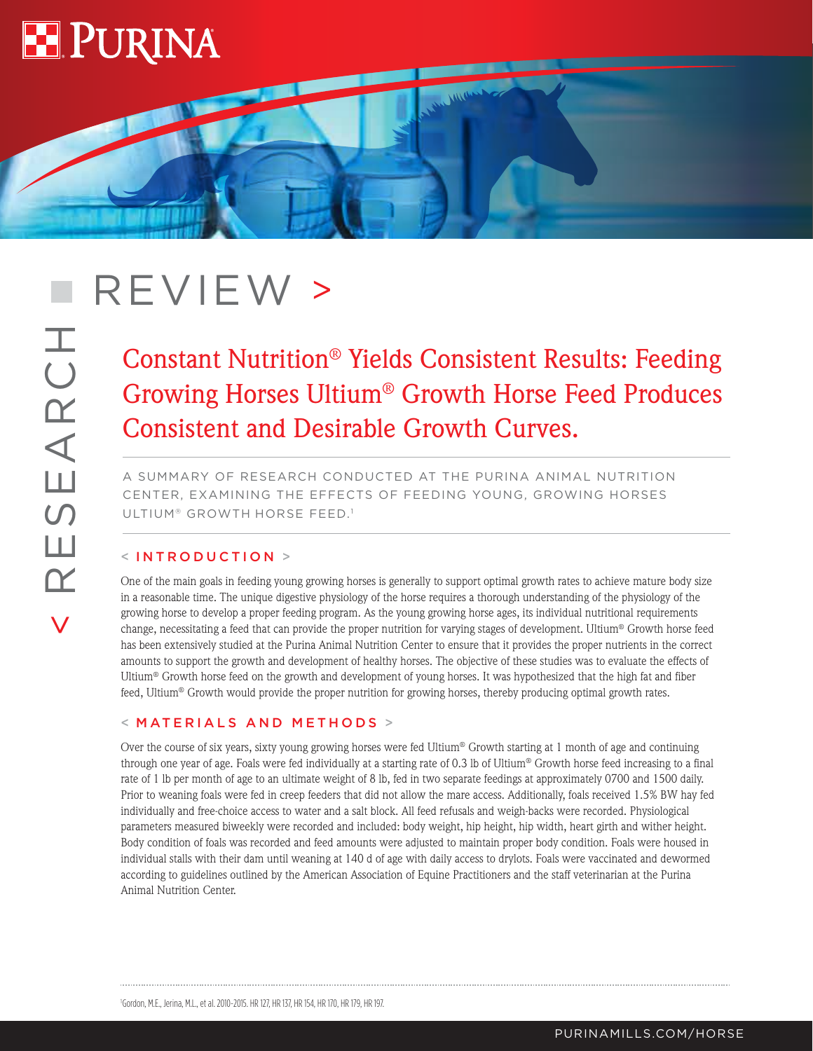# REVIEW >

## Constant Nutrition® Yields Consistent Results: Feeding Growing Horses Ultium® Growth Horse Feed Produces Consistent and Desirable Growth Curves.

A SUMMARY OF RESEARCH CONDUCTED AT THE PURINA ANIMAL NUTRITION CENTER, EXAMINING THE EFFECTS OF FEEDING YOUNG, GROWING HORSES ULTIUM® GROWTH HORSE FEED.[1]

### < INTRODUCTION >

One of the main goals in feeding young growing horses is generally to support optimal growth rates to achieve mature body size in a reasonable time. The unique digestive physiology of the horse requires a thorough understanding of the physiology of the growing horse to develop a proper feeding program. As the young growing horse ages, its individual nutritional requirements change, necessitating a feed that can provide the proper nutrition for varying stages of development. Ultium® Growth horse feed has been extensively studied at the Purina Animal Nutrition Center to ensure that it provides the proper nutrients in the correct amounts to support the growth and development of healthy horses. The objective of these studies was to evaluate the effects of Ultium® Growth horse feed on the growth and development of young horses. It was hypothesized that the high fat and fiber feed, Ultium® Growth would provide the proper nutrition for growing horses, thereby producing optimal growth rates.

### < MATERIALS AND METHODS >

Over the course of six years, sixty young growing horses were fed Ultium® Growth starting at 1 month of age and continuing through one year of age. Foals were fed individually at a starting rate of 0.3 lb of Ultium® Growth horse feed increasing to a final rate of 1 lb per month of age to an ultimate weight of 8 lb, fed in two separate feedings at approximately 0700 and 1500 daily. Prior to weaning foals were fed in creep feeders that did not allow the mare access. Additionally, foals received 1.5% BW hay fed individually and free-choice access to water and a salt block. All feed refusals and weigh-backs were recorded. Physiological parameters measured biweekly were recorded and included: body weight, hip height, hip width, heart girth and wither height. Body condition of foals was recorded and feed amounts were adjusted to maintain proper body condition. Foals were housed in individual stalls with their dam until weaning at 140 d of age with daily access to drylots. Foals were vaccinated and dewormed according to guidelines outlined by the American Association of Equine Practitioners and the staff veterinarian at the Purina Animal Nutrition Center.

---

[1] Gordon, M.E., Jerina, M.L., et al. 2010-2015. HR 127, HR 137, HR 154, HR 170, HR 179, HR 197.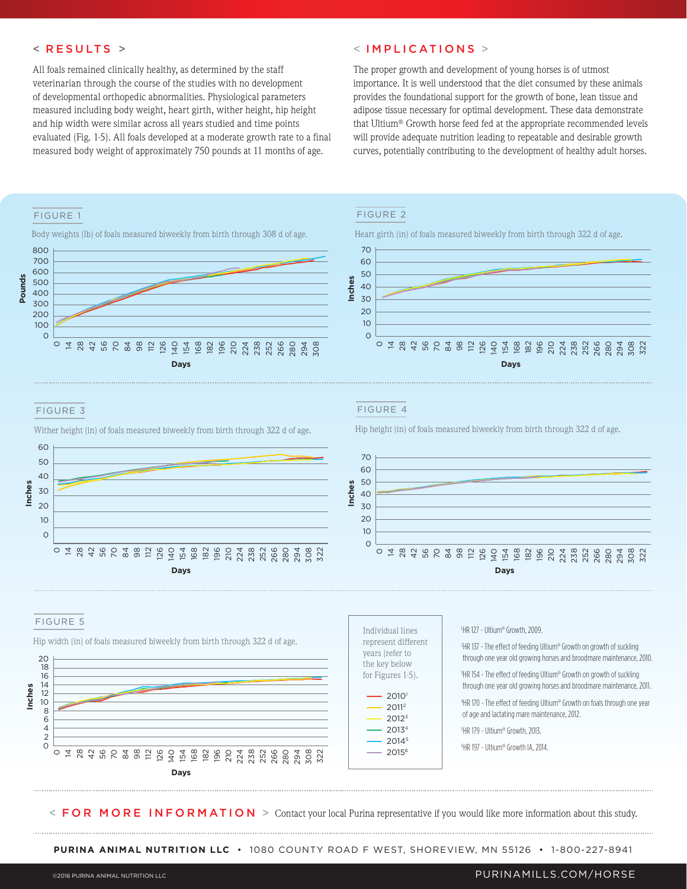## < RESULTS >

All foals remained clinically healthy, as determined by the staff veterinarian through the course of the studies with no development of developmental orthopedic abnormalities. Physiological parameters measured including body weight, heart girth, wither height, hip height and hip width were similar across all years studied and time points evaluated (Fig. 1-5). All foals developed at a moderate growth rate to a final measured body weight of approximately 750 pounds at 11 months of age.

## < IMPLICATIONS >

The proper growth and development of young horses is of utmost importance. It is well understood that the diet consumed by these animals provides the foundational support for the growth of bone, lean tissue and adipose tissue necessary for optimal development. These data demonstrate that Ultium® Growth horse feed fed at the appropriate recommended levels will provide adequate nutrition leading to repeatable and desirable growth curves, potentially contributing to the development of healthy adult horses.

FIGURE 1

Body weights (lb) of foals measured biweekly from birth through 308 d of age.

Pounds
800
700
600
500
400
300
200
100
0
0 14 28 42 56 70 84 98 112 126 140 154 168 182 196 210 224 238 252 266 280 294 308
Days

FIGURE 2

Heart girth (in) of foals measured biweekly from birth through 322 d of age.

Inches
70
60
50
40
30
20
10
0
0 14 28 42 56 70 84 98 112 126 140 154 168 182 196 210 224 238 252 266 280 294 308 322
Days

FIGURE 3

Wither height (in) of foals measured biweekly from birth through 322 d of age.

Inches
60
50
40
30
20
10
0
0 14 28 42 56 70 84 98 112 126 140 154 168 182 196 210 224 238 252 266 280 294 308 322
Days

FIGURE 4

Hip height (in) of foals measured biweekly from birth through 322 d of age.

Inches
70
60
50
40
30
20
10
0
0 14 28 42 56 70 84 98 112 126 140 154 168 182 196 210 224 238 252 266 280 294 308 322
Days

FIGURE 5

Hip width (in) of foals measured biweekly from birth through 322 d of age.

Inches
20
18
16
14
12
10
8
6
4
2
0
0 14 28 42 56 70 84 98 112 126 140 154 168 182 196 210 224 238 252 266 280 294 308 322
Days

Individual lines represent different years (refer to the key below for Figures 1-5).

2010[1]
2011[2]
2012[3]
2013[4]
2014[5]
2015[6]

[1]HR 127 - Ultium® Growth, 2009.

[2]HR 137 - The effect of feeding Ultium® Growth on growth of suckling through one year old growing horses and broodmare maintenance, 2010.

[3]HR 154 - The effect of feeding Ultium® Growth on growth of suckling through one year old growing horses and broodmare maintenance, 2011.

[4]HR 170 - The effect of feeding Ultium® Growth on foals through one year of age and lactating mare maintenance, 2012.

[5]HR 179 - Ultium® Growth, 2013.

[6]HR 197 - Ultium® Growth IA, 2014.

## < FOR MORE INFORMATION >

Contact your local Purina representative if you would like more information about this study.

**PURINA ANIMAL NUTRITION LLC** • 1080 COUNTY ROAD F WEST, SHOREVIEW, MN 55126 • 1-800-227-8941

©2016 PURINA ANIMAL NUTRITION LLC

PURINAMILLS.COM/HORSE